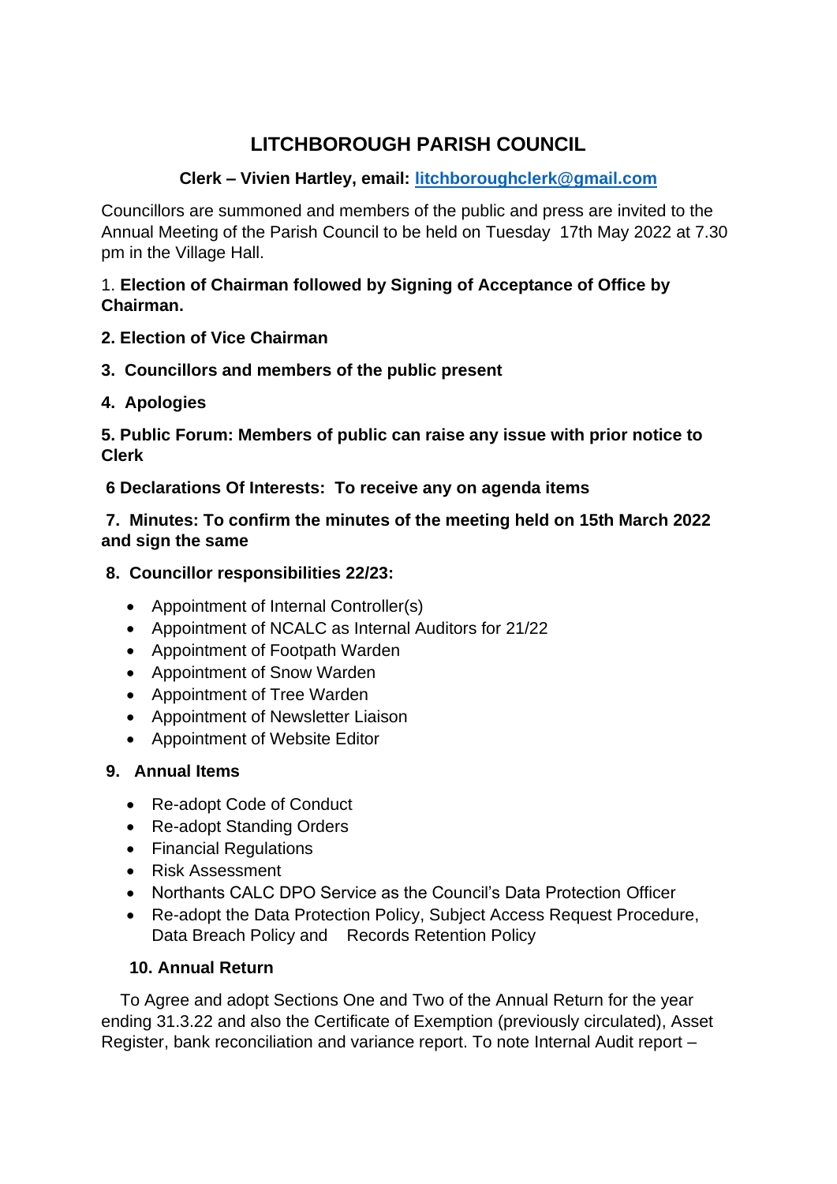# LITCHBOROUGH PARISH COUNCIL

**Clerk – Vivien Hartley, email: litchboroughclerk@gmail.com**

Councillors are summoned and members of the public and press are invited to the Annual Meeting of the Parish Council to be held on Tuesday 17th May 2022 at 7.30 pm in the Village Hall.

1. **Election of Chairman followed by Signing of Acceptance of Office by Chairman.**

**2. Election of Vice Chairman**

**3. Councillors and members of the public present**

**4. Apologies**

**5. Public Forum: Members of public can raise any issue with prior notice to Clerk**

**6 Declarations Of Interests: To receive any on agenda items**

**7. Minutes: To confirm the minutes of the meeting held on 15th March 2022 and sign the same**

**8. Councillor responsibilities 22/23:**

- Appointment of Internal Controller(s)
- Appointment of NCALC as Internal Auditors for 21/22
- Appointment of Footpath Warden
- Appointment of Snow Warden
- Appointment of Tree Warden
- Appointment of Newsletter Liaison
- Appointment of Website Editor

**9. Annual Items**

- Re-adopt Code of Conduct
- Re-adopt Standing Orders
- Financial Regulations
- Risk Assessment
- Northants CALC DPO Service as the Council's Data Protection Officer
- Re-adopt the Data Protection Policy, Subject Access Request Procedure, Data Breach Policy and Records Retention Policy

**10. Annual Return**

To Agree and adopt Sections One and Two of the Annual Return for the year ending 31.3.22 and also the Certificate of Exemption (previously circulated), Asset Register, bank reconciliation and variance report. To note Internal Audit report –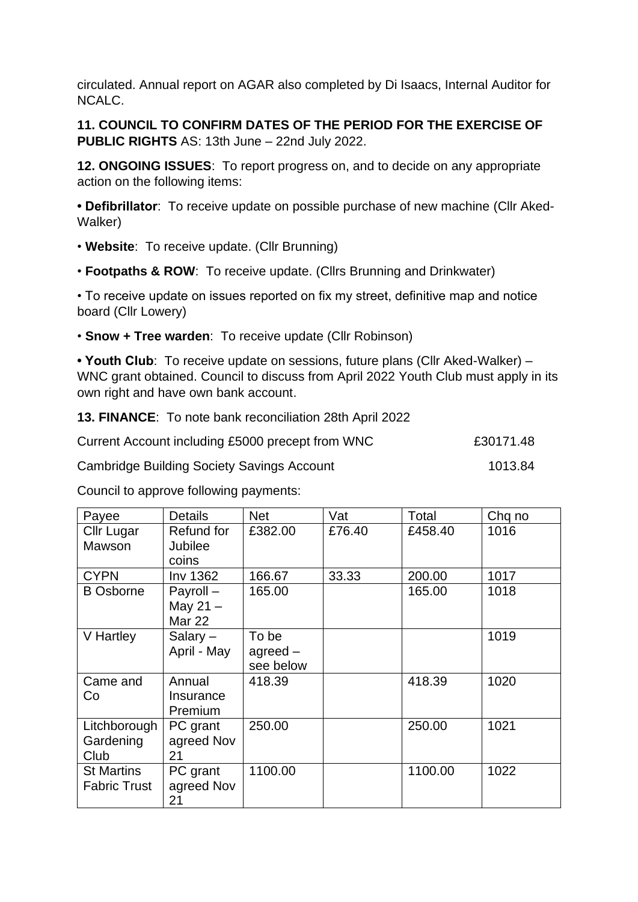circulated. Annual report on AGAR also completed by Di Isaacs, Internal Auditor for NCALC.

**11. COUNCIL TO CONFIRM DATES OF THE PERIOD FOR THE EXERCISE OF PUBLIC RIGHTS** AS: 13th June – 22nd July 2022.

**12. ONGOING ISSUES**: To report progress on, and to decide on any appropriate action on the following items:

• **Defibrillator**: To receive update on possible purchase of new machine (Cllr Aked-Walker)

• **Website**: To receive update. (Cllr Brunning)

• **Footpaths & ROW**: To receive update. (Cllrs Brunning and Drinkwater)

• To receive update on issues reported on fix my street, definitive map and notice board (Cllr Lowery)

• **Snow + Tree warden**: To receive update (Cllr Robinson)

• **Youth Club**: To receive update on sessions, future plans (Cllr Aked-Walker) – WNC grant obtained. Council to discuss from April 2022 Youth Club must apply in its own right and have own bank account.

**13. FINANCE**: To note bank reconciliation 28th April 2022

Current Account including £5000 precept from WNC £30171.48

Cambridge Building Society Savings Account 1013.84

Council to approve following payments:

| Payee | Details | Net | Vat | Total | Chq no |
|---|---|---|---|---|---|
| Cllr Lugar Mawson | Refund for Jubilee coins | £382.00 | £76.40 | £458.40 | 1016 |
| CYPN | Inv 1362 | 166.67 | 33.33 | 200.00 | 1017 |
| B Osborne | Payroll – May 21 – Mar 22 | 165.00 | | 165.00 | 1018 |
| V Hartley | Salary – April - May | To be agreed – see below | | | 1019 |
| Came and Co | Annual Insurance Premium | 418.39 | | 418.39 | 1020 |
| Litchborough Gardening Club | PC grant agreed Nov 21 | 250.00 | | 250.00 | 1021 |
| St Martins Fabric Trust | PC grant agreed Nov 21 | 1100.00 | | 1100.00 | 1022 |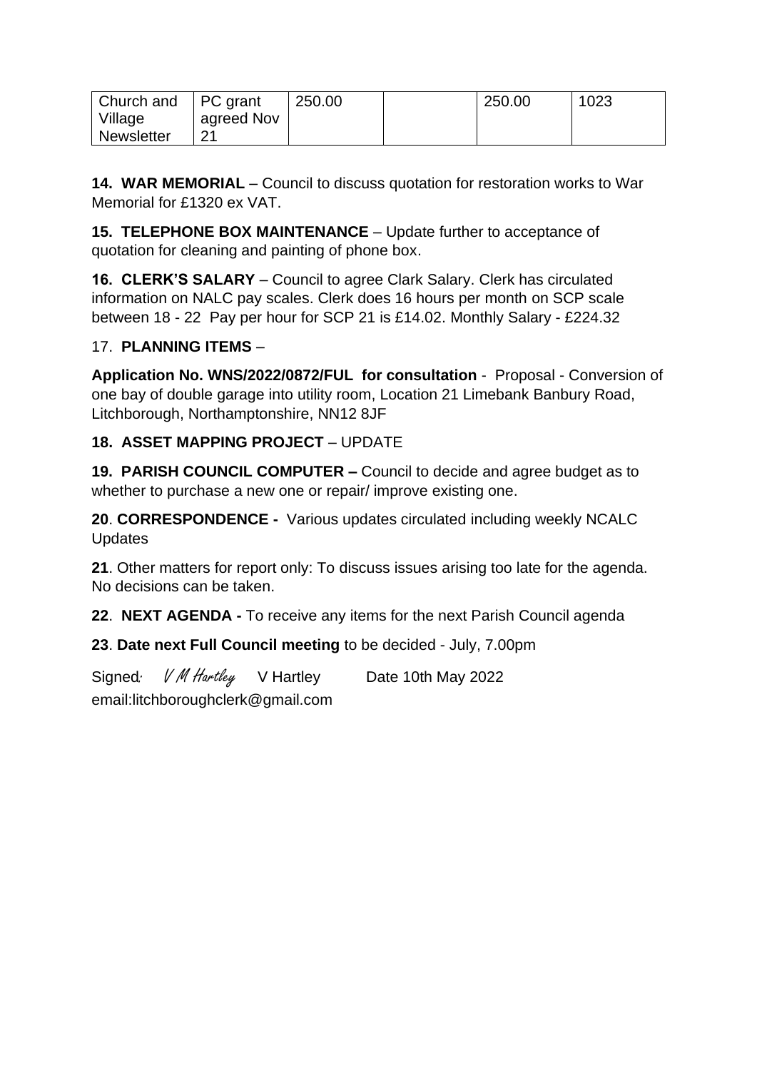| | | | | | |
|---|---|---|---|---|---|
| Church and Village Newsletter | PC grant agreed Nov 21 | 250.00 | | 250.00 | 1023 |

**14. WAR MEMORIAL** – Council to discuss quotation for restoration works to War Memorial for £1320 ex VAT.

**15. TELEPHONE BOX MAINTENANCE** – Update further to acceptance of quotation for cleaning and painting of phone box.

**16. CLERK'S SALARY** – Council to agree Clark Salary. Clerk has circulated information on NALC pay scales. Clerk does 16 hours per month on SCP scale between 18 - 22 Pay per hour for SCP 21 is £14.02. Monthly Salary - £224.32

17. **PLANNING ITEMS** –

**Application No. WNS/2022/0872/FUL for consultation** - Proposal - Conversion of one bay of double garage into utility room, Location 21 Limebank Banbury Road, Litchborough, Northamptonshire, NN12 8JF

**18. ASSET MAPPING PROJECT** – UPDATE

**19. PARISH COUNCIL COMPUTER –** Council to decide and agree budget as to whether to purchase a new one or repair/ improve existing one.

**20**. **CORRESPONDENCE -** Various updates circulated including weekly NCALC Updates

**21**. Other matters for report only: To discuss issues arising too late for the agenda. No decisions can be taken.

**22**. **NEXT AGENDA -** To receive any items for the next Parish Council agenda

**23**. **Date next Full Council meeting** to be decided - July, 7.00pm

Signed: V M Hartley V Hartley Date 10th May 2022

email:litchboroughclerk@gmail.com